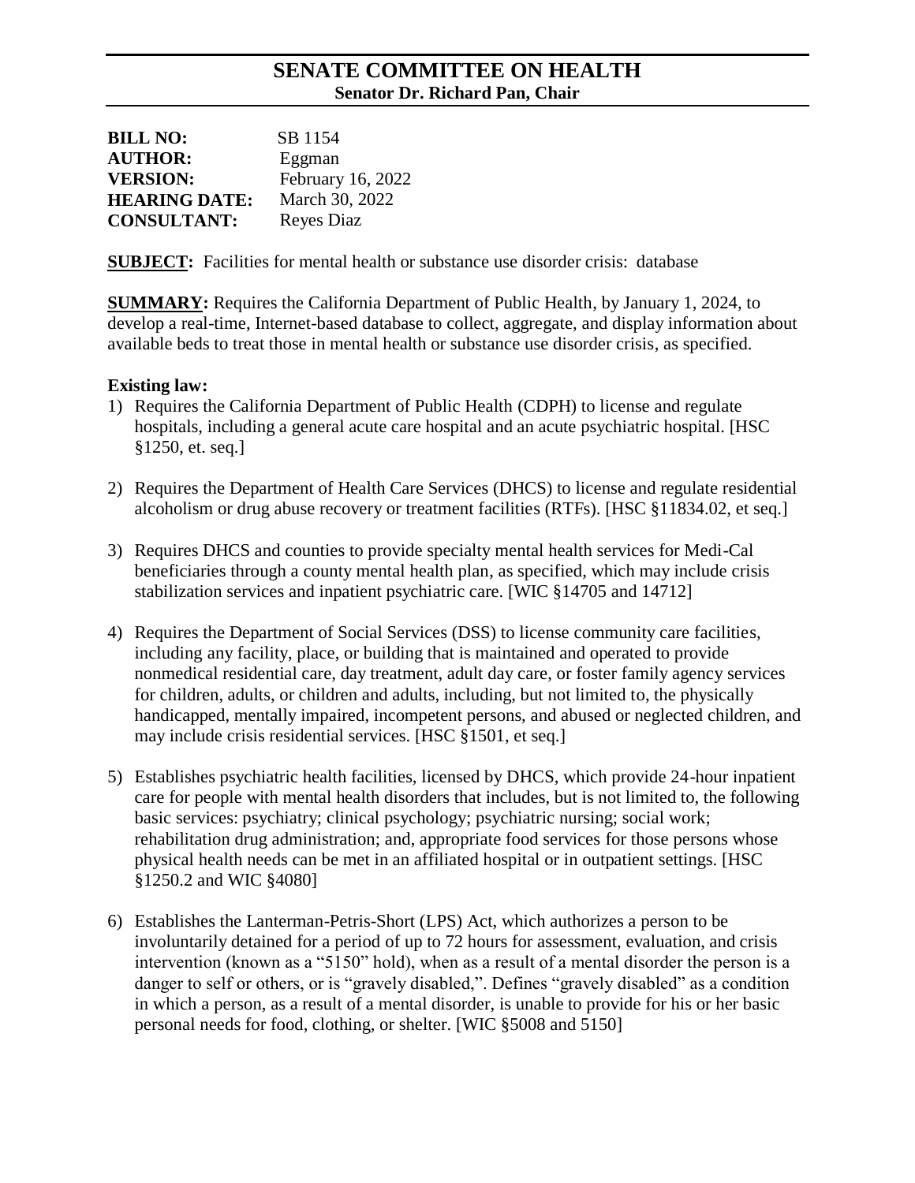# SENATE COMMITTEE ON HEALTH
**Senator Dr. Richard Pan, Chair**

| | |
|---|---|
| **BILL NO:** | SB 1154 |
| **AUTHOR:** | Eggman |
| **VERSION:** | February 16, 2022 |
| **HEARING DATE:** | March 30, 2022 |
| **CONSULTANT:** | Reyes Diaz |

**SUBJECT:** Facilities for mental health or substance use disorder crisis: database

**SUMMARY:** Requires the California Department of Public Health, by January 1, 2024, to develop a real-time, Internet-based database to collect, aggregate, and display information about available beds to treat those in mental health or substance use disorder crisis, as specified.

**Existing law:**

1) Requires the California Department of Public Health (CDPH) to license and regulate hospitals, including a general acute care hospital and an acute psychiatric hospital. [HSC §1250, et. seq.]

2) Requires the Department of Health Care Services (DHCS) to license and regulate residential alcoholism or drug abuse recovery or treatment facilities (RTFs). [HSC §11834.02, et seq.]

3) Requires DHCS and counties to provide specialty mental health services for Medi-Cal beneficiaries through a county mental health plan, as specified, which may include crisis stabilization services and inpatient psychiatric care. [WIC §14705 and 14712]

4) Requires the Department of Social Services (DSS) to license community care facilities, including any facility, place, or building that is maintained and operated to provide nonmedical residential care, day treatment, adult day care, or foster family agency services for children, adults, or children and adults, including, but not limited to, the physically handicapped, mentally impaired, incompetent persons, and abused or neglected children, and may include crisis residential services. [HSC §1501, et seq.]

5) Establishes psychiatric health facilities, licensed by DHCS, which provide 24-hour inpatient care for people with mental health disorders that includes, but is not limited to, the following basic services: psychiatry; clinical psychology; psychiatric nursing; social work; rehabilitation drug administration; and, appropriate food services for those persons whose physical health needs can be met in an affiliated hospital or in outpatient settings. [HSC §1250.2 and WIC §4080]

6) Establishes the Lanterman-Petris-Short (LPS) Act, which authorizes a person to be involuntarily detained for a period of up to 72 hours for assessment, evaluation, and crisis intervention (known as a "5150" hold), when as a result of a mental disorder the person is a danger to self or others, or is "gravely disabled,". Defines "gravely disabled" as a condition in which a person, as a result of a mental disorder, is unable to provide for his or her basic personal needs for food, clothing, or shelter. [WIC §5008 and 5150]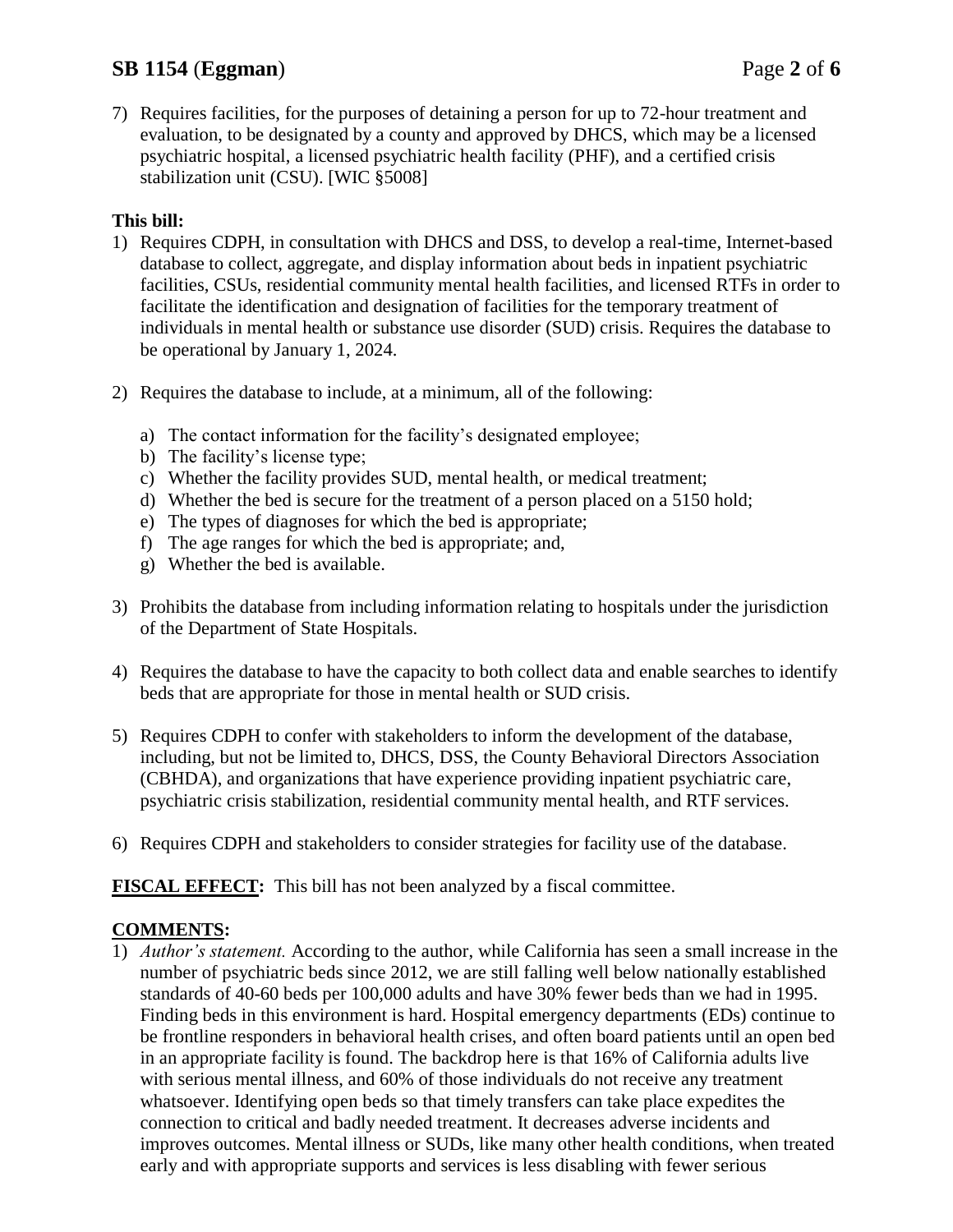7) Requires facilities, for the purposes of detaining a person for up to 72-hour treatment and evaluation, to be designated by a county and approved by DHCS, which may be a licensed psychiatric hospital, a licensed psychiatric health facility (PHF), and a certified crisis stabilization unit (CSU). [WIC §5008]

**This bill:**

1) Requires CDPH, in consultation with DHCS and DSS, to develop a real-time, Internet-based database to collect, aggregate, and display information about beds in inpatient psychiatric facilities, CSUs, residential community mental health facilities, and licensed RTFs in order to facilitate the identification and designation of facilities for the temporary treatment of individuals in mental health or substance use disorder (SUD) crisis. Requires the database to be operational by January 1, 2024.

2) Requires the database to include, at a minimum, all of the following:

   a) The contact information for the facility's designated employee;
   b) The facility's license type;
   c) Whether the facility provides SUD, mental health, or medical treatment;
   d) Whether the bed is secure for the treatment of a person placed on a 5150 hold;
   e) The types of diagnoses for which the bed is appropriate;
   f) The age ranges for which the bed is appropriate; and,
   g) Whether the bed is available.

3) Prohibits the database from including information relating to hospitals under the jurisdiction of the Department of State Hospitals.

4) Requires the database to have the capacity to both collect data and enable searches to identify beds that are appropriate for those in mental health or SUD crisis.

5) Requires CDPH to confer with stakeholders to inform the development of the database, including, but not be limited to, DHCS, DSS, the County Behavioral Directors Association (CBHDA), and organizations that have experience providing inpatient psychiatric care, psychiatric crisis stabilization, residential community mental health, and RTF services.

6) Requires CDPH and stakeholders to consider strategies for facility use of the database.

**FISCAL EFFECT:** This bill has not been analyzed by a fiscal committee.

**COMMENTS:**

1) *Author's statement.* According to the author, while California has seen a small increase in the number of psychiatric beds since 2012, we are still falling well below nationally established standards of 40-60 beds per 100,000 adults and have 30% fewer beds than we had in 1995. Finding beds in this environment is hard. Hospital emergency departments (EDs) continue to be frontline responders in behavioral health crises, and often board patients until an open bed in an appropriate facility is found. The backdrop here is that 16% of California adults live with serious mental illness, and 60% of those individuals do not receive any treatment whatsoever. Identifying open beds so that timely transfers can take place expedites the connection to critical and badly needed treatment. It decreases adverse incidents and improves outcomes. Mental illness or SUDs, like many other health conditions, when treated early and with appropriate supports and services is less disabling with fewer serious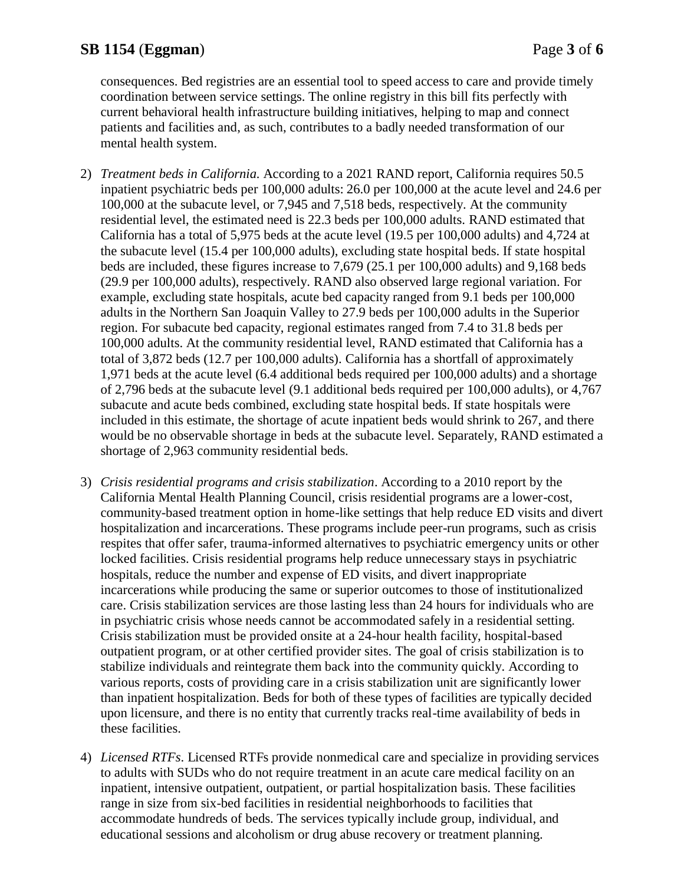consequences. Bed registries are an essential tool to speed access to care and provide timely coordination between service settings. The online registry in this bill fits perfectly with current behavioral health infrastructure building initiatives, helping to map and connect patients and facilities and, as such, contributes to a badly needed transformation of our mental health system.

2) *Treatment beds in California.* According to a 2021 RAND report, California requires 50.5 inpatient psychiatric beds per 100,000 adults: 26.0 per 100,000 at the acute level and 24.6 per 100,000 at the subacute level, or 7,945 and 7,518 beds, respectively. At the community residential level, the estimated need is 22.3 beds per 100,000 adults. RAND estimated that California has a total of 5,975 beds at the acute level (19.5 per 100,000 adults) and 4,724 at the subacute level (15.4 per 100,000 adults), excluding state hospital beds. If state hospital beds are included, these figures increase to 7,679 (25.1 per 100,000 adults) and 9,168 beds (29.9 per 100,000 adults), respectively. RAND also observed large regional variation. For example, excluding state hospitals, acute bed capacity ranged from 9.1 beds per 100,000 adults in the Northern San Joaquin Valley to 27.9 beds per 100,000 adults in the Superior region. For subacute bed capacity, regional estimates ranged from 7.4 to 31.8 beds per 100,000 adults. At the community residential level, RAND estimated that California has a total of 3,872 beds (12.7 per 100,000 adults). California has a shortfall of approximately 1,971 beds at the acute level (6.4 additional beds required per 100,000 adults) and a shortage of 2,796 beds at the subacute level (9.1 additional beds required per 100,000 adults), or 4,767 subacute and acute beds combined, excluding state hospital beds. If state hospitals were included in this estimate, the shortage of acute inpatient beds would shrink to 267, and there would be no observable shortage in beds at the subacute level. Separately, RAND estimated a shortage of 2,963 community residential beds.

3) *Crisis residential programs and crisis stabilization*. According to a 2010 report by the California Mental Health Planning Council, crisis residential programs are a lower-cost, community-based treatment option in home-like settings that help reduce ED visits and divert hospitalization and incarcerations. These programs include peer-run programs, such as crisis respites that offer safer, trauma-informed alternatives to psychiatric emergency units or other locked facilities. Crisis residential programs help reduce unnecessary stays in psychiatric hospitals, reduce the number and expense of ED visits, and divert inappropriate incarcerations while producing the same or superior outcomes to those of institutionalized care. Crisis stabilization services are those lasting less than 24 hours for individuals who are in psychiatric crisis whose needs cannot be accommodated safely in a residential setting. Crisis stabilization must be provided onsite at a 24-hour health facility, hospital-based outpatient program, or at other certified provider sites. The goal of crisis stabilization is to stabilize individuals and reintegrate them back into the community quickly. According to various reports, costs of providing care in a crisis stabilization unit are significantly lower than inpatient hospitalization. Beds for both of these types of facilities are typically decided upon licensure, and there is no entity that currently tracks real-time availability of beds in these facilities.

4) *Licensed RTFs*. Licensed RTFs provide nonmedical care and specialize in providing services to adults with SUDs who do not require treatment in an acute care medical facility on an inpatient, intensive outpatient, outpatient, or partial hospitalization basis. These facilities range in size from six-bed facilities in residential neighborhoods to facilities that accommodate hundreds of beds. The services typically include group, individual, and educational sessions and alcoholism or drug abuse recovery or treatment planning.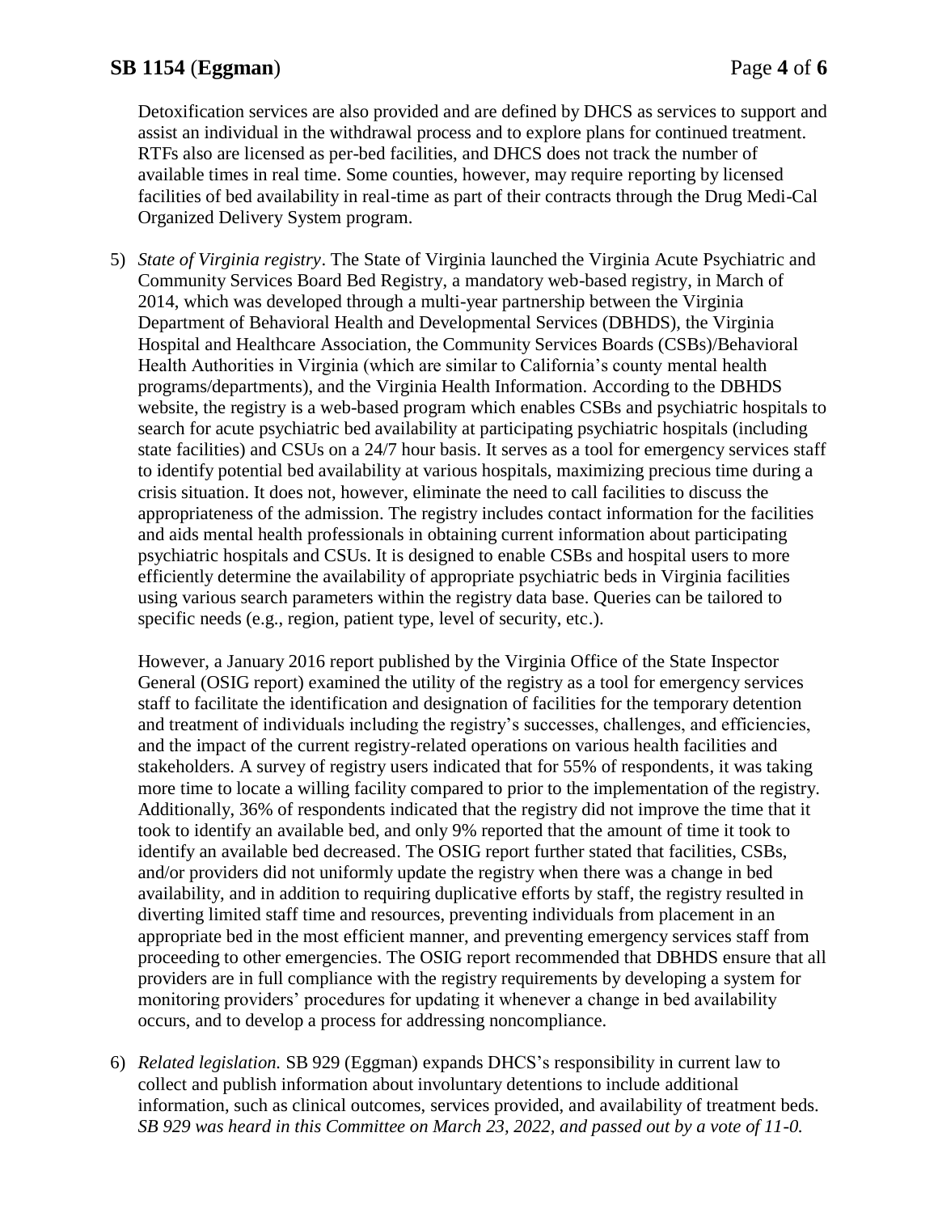Detoxification services are also provided and are defined by DHCS as services to support and assist an individual in the withdrawal process and to explore plans for continued treatment. RTFs also are licensed as per-bed facilities, and DHCS does not track the number of available times in real time. Some counties, however, may require reporting by licensed facilities of bed availability in real-time as part of their contracts through the Drug Medi-Cal Organized Delivery System program.

5) *State of Virginia registry*. The State of Virginia launched the Virginia Acute Psychiatric and Community Services Board Bed Registry, a mandatory web-based registry, in March of 2014, which was developed through a multi-year partnership between the Virginia Department of Behavioral Health and Developmental Services (DBHDS), the Virginia Hospital and Healthcare Association, the Community Services Boards (CSBs)/Behavioral Health Authorities in Virginia (which are similar to California's county mental health programs/departments), and the Virginia Health Information. According to the DBHDS website, the registry is a web-based program which enables CSBs and psychiatric hospitals to search for acute psychiatric bed availability at participating psychiatric hospitals (including state facilities) and CSUs on a 24/7 hour basis. It serves as a tool for emergency services staff to identify potential bed availability at various hospitals, maximizing precious time during a crisis situation. It does not, however, eliminate the need to call facilities to discuss the appropriateness of the admission. The registry includes contact information for the facilities and aids mental health professionals in obtaining current information about participating psychiatric hospitals and CSUs. It is designed to enable CSBs and hospital users to more efficiently determine the availability of appropriate psychiatric beds in Virginia facilities using various search parameters within the registry data base. Queries can be tailored to specific needs (e.g., region, patient type, level of security, etc.).

   However, a January 2016 report published by the Virginia Office of the State Inspector General (OSIG report) examined the utility of the registry as a tool for emergency services staff to facilitate the identification and designation of facilities for the temporary detention and treatment of individuals including the registry's successes, challenges, and efficiencies, and the impact of the current registry-related operations on various health facilities and stakeholders. A survey of registry users indicated that for 55% of respondents, it was taking more time to locate a willing facility compared to prior to the implementation of the registry. Additionally, 36% of respondents indicated that the registry did not improve the time that it took to identify an available bed, and only 9% reported that the amount of time it took to identify an available bed decreased. The OSIG report further stated that facilities, CSBs, and/or providers did not uniformly update the registry when there was a change in bed availability, and in addition to requiring duplicative efforts by staff, the registry resulted in diverting limited staff time and resources, preventing individuals from placement in an appropriate bed in the most efficient manner, and preventing emergency services staff from proceeding to other emergencies. The OSIG report recommended that DBHDS ensure that all providers are in full compliance with the registry requirements by developing a system for monitoring providers' procedures for updating it whenever a change in bed availability occurs, and to develop a process for addressing noncompliance.

6) *Related legislation.* SB 929 (Eggman) expands DHCS's responsibility in current law to collect and publish information about involuntary detentions to include additional information, such as clinical outcomes, services provided, and availability of treatment beds. *SB 929 was heard in this Committee on March 23, 2022, and passed out by a vote of 11-0.*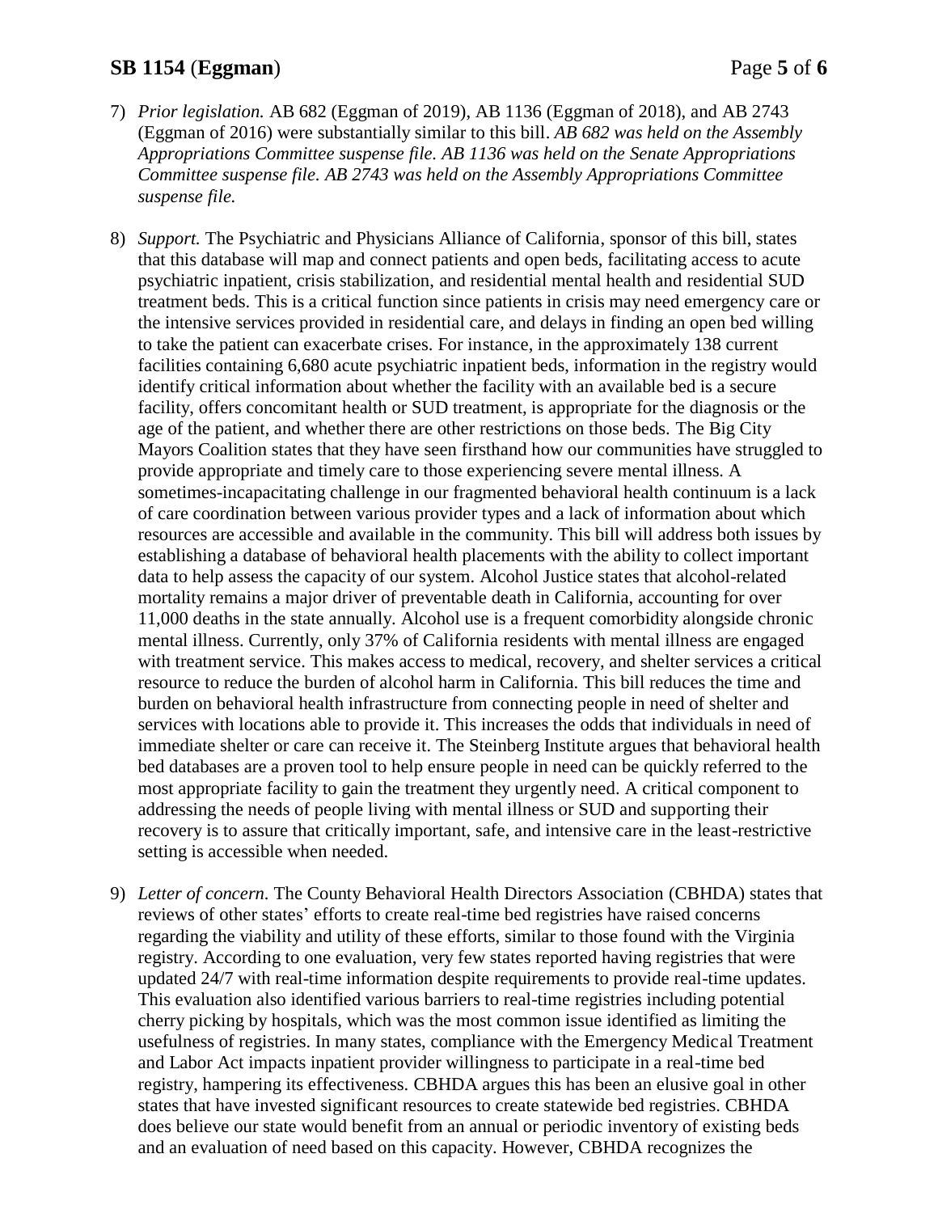7) *Prior legislation.* AB 682 (Eggman of 2019), AB 1136 (Eggman of 2018), and AB 2743 (Eggman of 2016) were substantially similar to this bill. *AB 682 was held on the Assembly Appropriations Committee suspense file. AB 1136 was held on the Senate Appropriations Committee suspense file. AB 2743 was held on the Assembly Appropriations Committee suspense file.*

8) *Support.* The Psychiatric and Physicians Alliance of California, sponsor of this bill, states that this database will map and connect patients and open beds, facilitating access to acute psychiatric inpatient, crisis stabilization, and residential mental health and residential SUD treatment beds. This is a critical function since patients in crisis may need emergency care or the intensive services provided in residential care, and delays in finding an open bed willing to take the patient can exacerbate crises. For instance, in the approximately 138 current facilities containing 6,680 acute psychiatric inpatient beds, information in the registry would identify critical information about whether the facility with an available bed is a secure facility, offers concomitant health or SUD treatment, is appropriate for the diagnosis or the age of the patient, and whether there are other restrictions on those beds. The Big City Mayors Coalition states that they have seen firsthand how our communities have struggled to provide appropriate and timely care to those experiencing severe mental illness. A sometimes-incapacitating challenge in our fragmented behavioral health continuum is a lack of care coordination between various provider types and a lack of information about which resources are accessible and available in the community. This bill will address both issues by establishing a database of behavioral health placements with the ability to collect important data to help assess the capacity of our system. Alcohol Justice states that alcohol-related mortality remains a major driver of preventable death in California, accounting for over 11,000 deaths in the state annually. Alcohol use is a frequent comorbidity alongside chronic mental illness. Currently, only 37% of California residents with mental illness are engaged with treatment service. This makes access to medical, recovery, and shelter services a critical resource to reduce the burden of alcohol harm in California. This bill reduces the time and burden on behavioral health infrastructure from connecting people in need of shelter and services with locations able to provide it. This increases the odds that individuals in need of immediate shelter or care can receive it. The Steinberg Institute argues that behavioral health bed databases are a proven tool to help ensure people in need can be quickly referred to the most appropriate facility to gain the treatment they urgently need. A critical component to addressing the needs of people living with mental illness or SUD and supporting their recovery is to assure that critically important, safe, and intensive care in the least-restrictive setting is accessible when needed.

9) *Letter of concern.* The County Behavioral Health Directors Association (CBHDA) states that reviews of other states' efforts to create real-time bed registries have raised concerns regarding the viability and utility of these efforts, similar to those found with the Virginia registry. According to one evaluation, very few states reported having registries that were updated 24/7 with real-time information despite requirements to provide real-time updates. This evaluation also identified various barriers to real-time registries including potential cherry picking by hospitals, which was the most common issue identified as limiting the usefulness of registries. In many states, compliance with the Emergency Medical Treatment and Labor Act impacts inpatient provider willingness to participate in a real-time bed registry, hampering its effectiveness. CBHDA argues this has been an elusive goal in other states that have invested significant resources to create statewide bed registries. CBHDA does believe our state would benefit from an annual or periodic inventory of existing beds and an evaluation of need based on this capacity. However, CBHDA recognizes the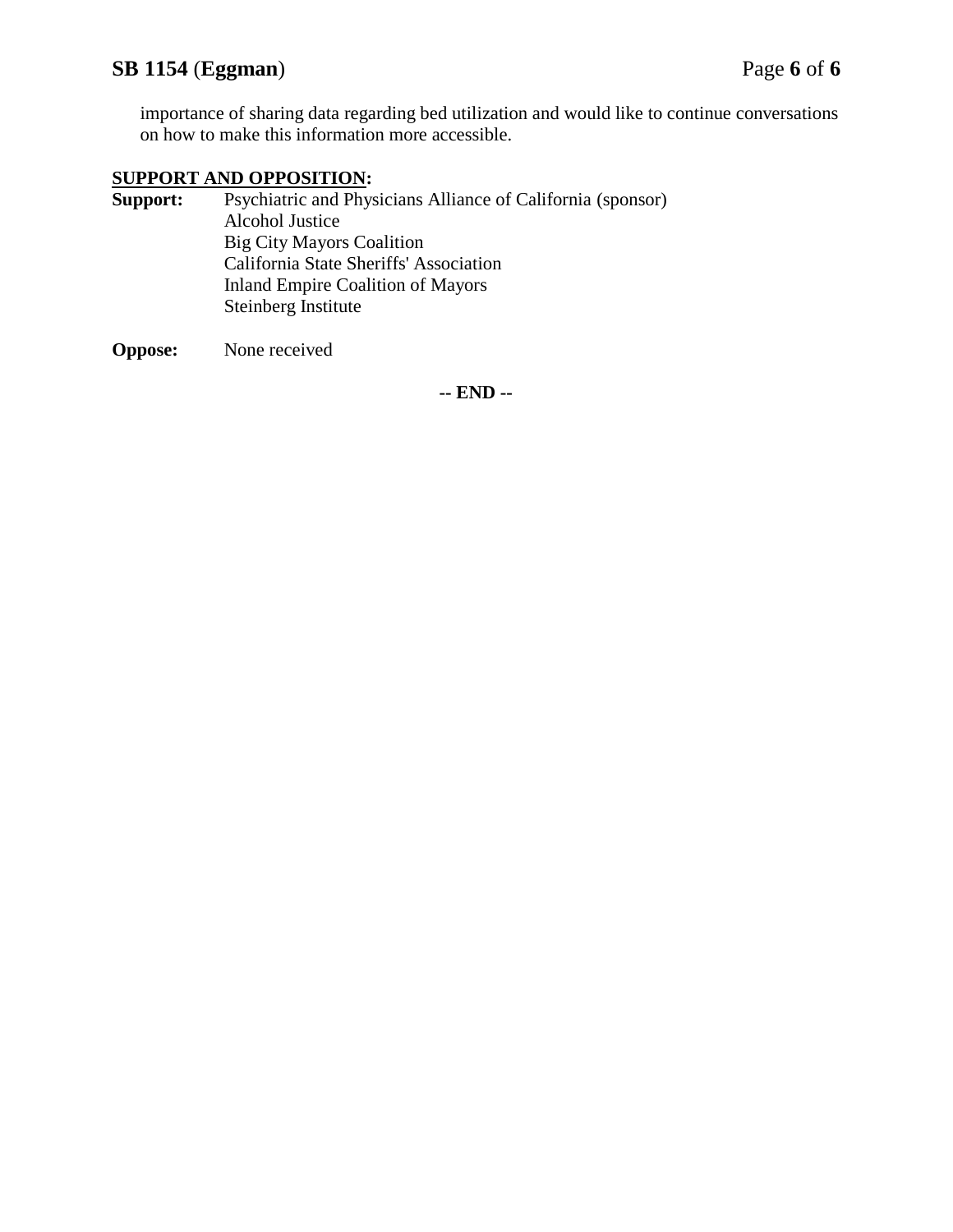importance of sharing data regarding bed utilization and would like to continue conversations on how to make this information more accessible.

**SUPPORT AND OPPOSITION:**

**Support:** Psychiatric and Physicians Alliance of California (sponsor)
Alcohol Justice
Big City Mayors Coalition
California State Sheriffs' Association
Inland Empire Coalition of Mayors
Steinberg Institute

**Oppose:** None received

**-- END --**